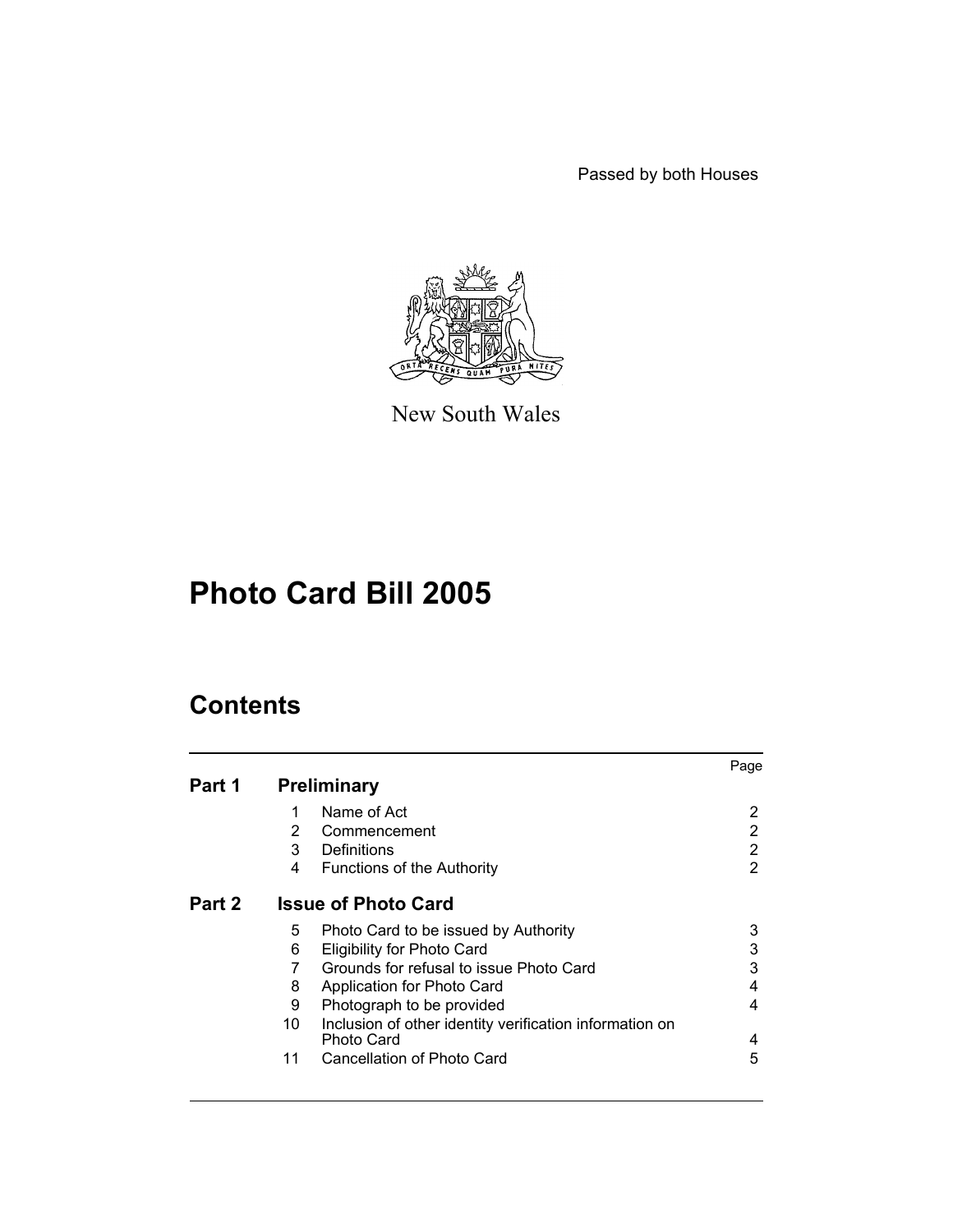Passed by both Houses

New South Wales

# Photo Card Bill 2005

## Contents

| | | | Page |
|---|---|---|---|
| **Part 1** | **Preliminary** | | |
| | 1 | Name of Act | 2 |
| | 2 | Commencement | 2 |
| | 3 | Definitions | 2 |
| | 4 | Functions of the Authority | 2 |
| **Part 2** | **Issue of Photo Card** | | |
| | 5 | Photo Card to be issued by Authority | 3 |
| | 6 | Eligibility for Photo Card | 3 |
| | 7 | Grounds for refusal to issue Photo Card | 3 |
| | 8 | Application for Photo Card | 4 |
| | 9 | Photograph to be provided | 4 |
| | 10 | Inclusion of other identity verification information on Photo Card | 4 |
| | 11 | Cancellation of Photo Card | 5 |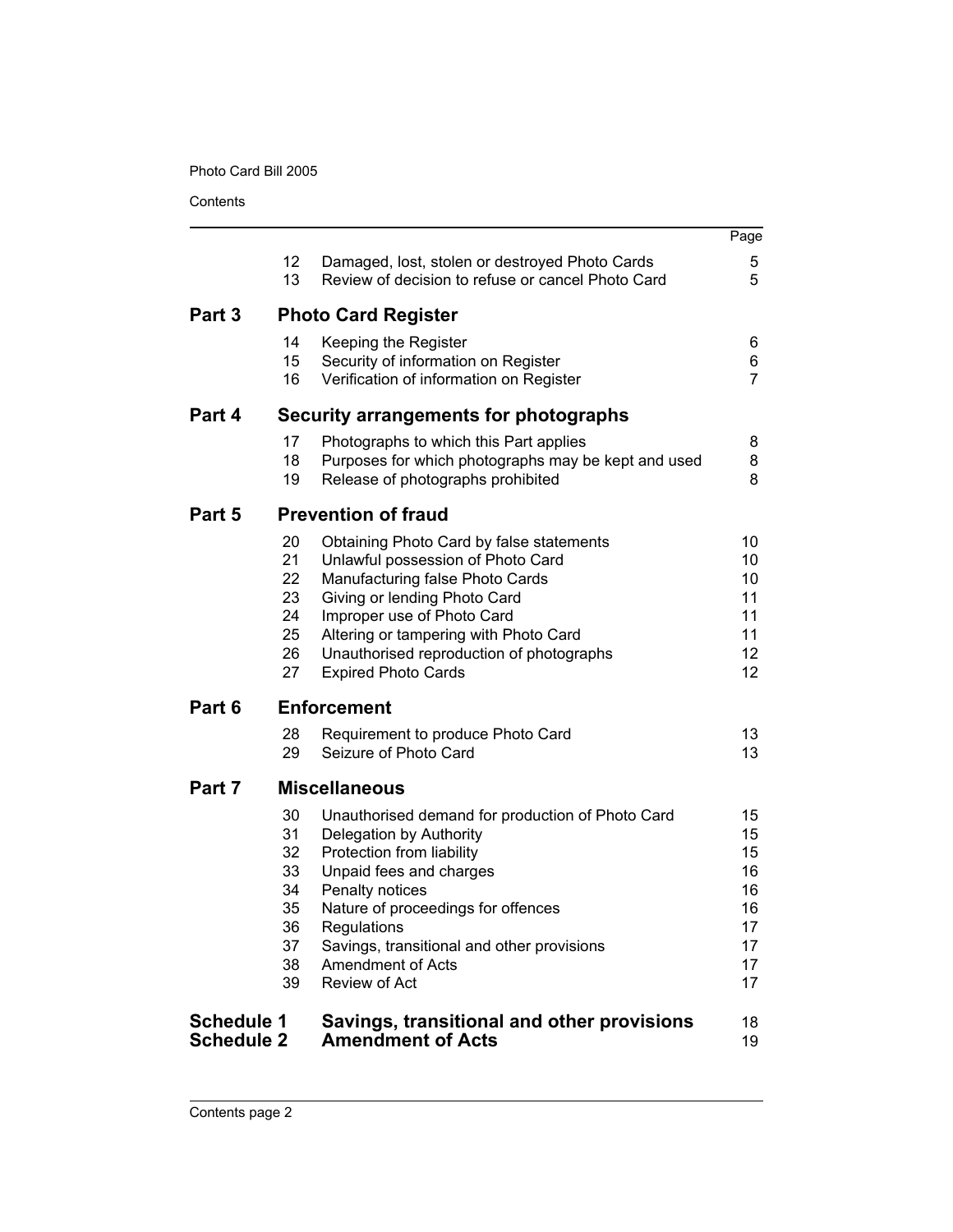| | | | Page |
|---|---|---|---|
| | 12 | Damaged, lost, stolen or destroyed Photo Cards | 5 |
| | 13 | Review of decision to refuse or cancel Photo Card | 5 |
| **Part 3** | | **Photo Card Register** | |
| | 14 | Keeping the Register | 6 |
| | 15 | Security of information on Register | 6 |
| | 16 | Verification of information on Register | 7 |
| **Part 4** | | **Security arrangements for photographs** | |
| | 17 | Photographs to which this Part applies | 8 |
| | 18 | Purposes for which photographs may be kept and used | 8 |
| | 19 | Release of photographs prohibited | 8 |
| **Part 5** | | **Prevention of fraud** | |
| | 20 | Obtaining Photo Card by false statements | 10 |
| | 21 | Unlawful possession of Photo Card | 10 |
| | 22 | Manufacturing false Photo Cards | 10 |
| | 23 | Giving or lending Photo Card | 11 |
| | 24 | Improper use of Photo Card | 11 |
| | 25 | Altering or tampering with Photo Card | 11 |
| | 26 | Unauthorised reproduction of photographs | 12 |
| | 27 | Expired Photo Cards | 12 |
| **Part 6** | | **Enforcement** | |
| | 28 | Requirement to produce Photo Card | 13 |
| | 29 | Seizure of Photo Card | 13 |
| **Part 7** | | **Miscellaneous** | |
| | 30 | Unauthorised demand for production of Photo Card | 15 |
| | 31 | Delegation by Authority | 15 |
| | 32 | Protection from liability | 15 |
| | 33 | Unpaid fees and charges | 16 |
| | 34 | Penalty notices | 16 |
| | 35 | Nature of proceedings for offences | 16 |
| | 36 | Regulations | 17 |
| | 37 | Savings, transitional and other provisions | 17 |
| | 38 | Amendment of Acts | 17 |
| | 39 | Review of Act | 17 |
| **Schedule 1** | | **Savings, transitional and other provisions** | 18 |
| **Schedule 2** | | **Amendment of Acts** | 19 |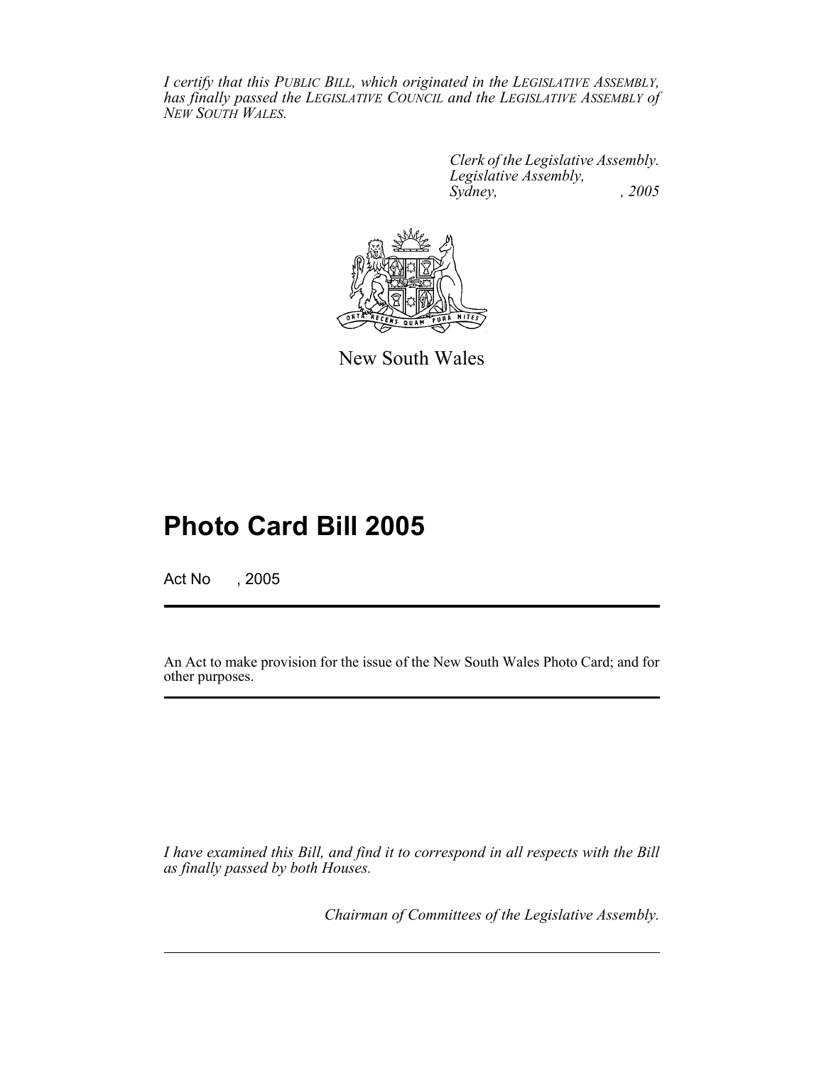*I certify that this PUBLIC BILL, which originated in the LEGISLATIVE ASSEMBLY, has finally passed the LEGISLATIVE COUNCIL and the LEGISLATIVE ASSEMBLY of NEW SOUTH WALES.*

*Clerk of the Legislative Assembly.*
*Legislative Assembly,*
*Sydney, , 2005*

New South Wales

# Photo Card Bill 2005

Act No , 2005

An Act to make provision for the issue of the New South Wales Photo Card; and for other purposes.

*I have examined this Bill, and find it to correspond in all respects with the Bill as finally passed by both Houses.*

*Chairman of Committees of the Legislative Assembly.*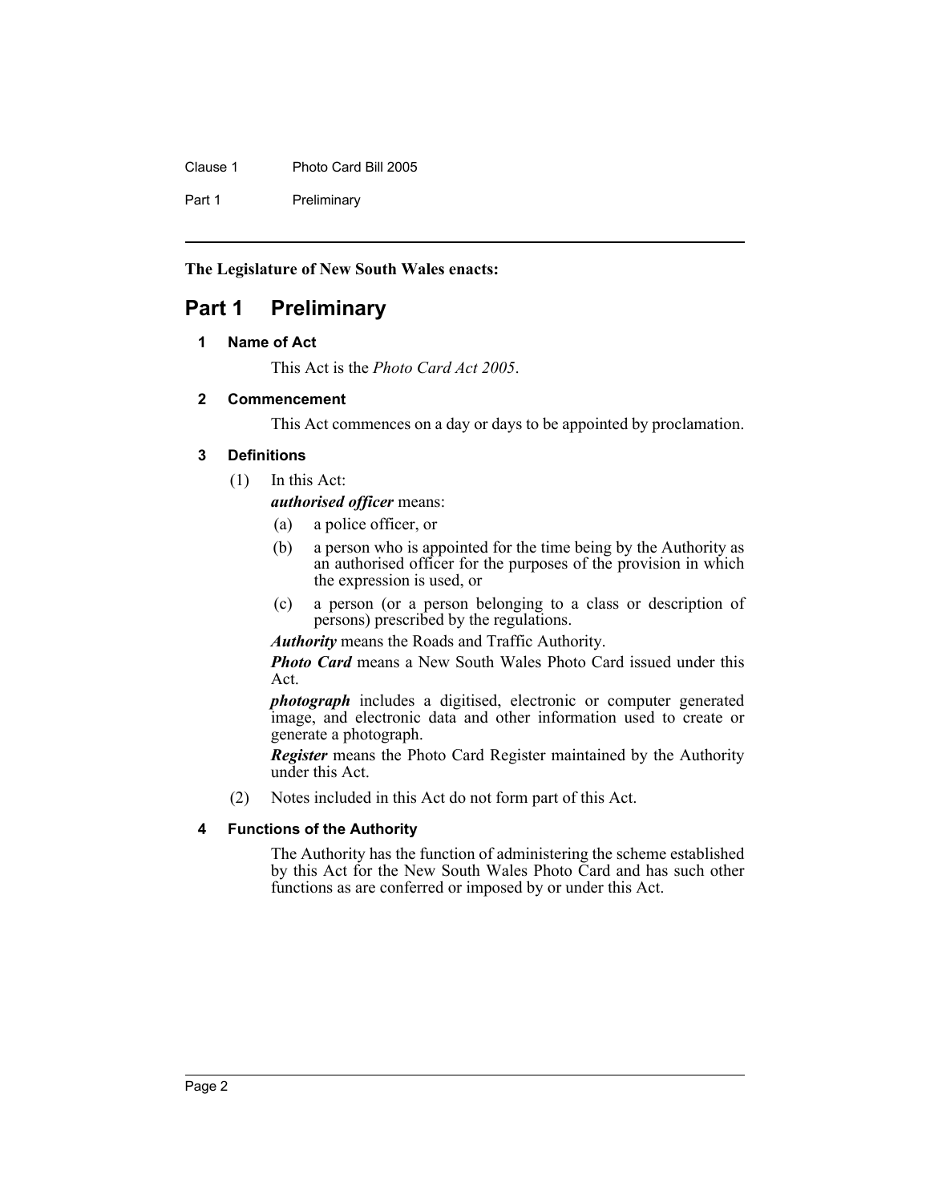**The Legislature of New South Wales enacts:**

# Part 1 Preliminary

### 1 Name of Act

This Act is the *Photo Card Act 2005*.

### 2 Commencement

This Act commences on a day or days to be appointed by proclamation.

### 3 Definitions

(1) In this Act:

***authorised officer*** means:

- (a) a police officer, or
- (b) a person who is appointed for the time being by the Authority as an authorised officer for the purposes of the provision in which the expression is used, or
- (c) a person (or a person belonging to a class or description of persons) prescribed by the regulations.

***Authority*** means the Roads and Traffic Authority.

***Photo Card*** means a New South Wales Photo Card issued under this Act.

***photograph*** includes a digitised, electronic or computer generated image, and electronic data and other information used to create or generate a photograph.

***Register*** means the Photo Card Register maintained by the Authority under this Act.

(2) Notes included in this Act do not form part of this Act.

### 4 Functions of the Authority

The Authority has the function of administering the scheme established by this Act for the New South Wales Photo Card and has such other functions as are conferred or imposed by or under this Act.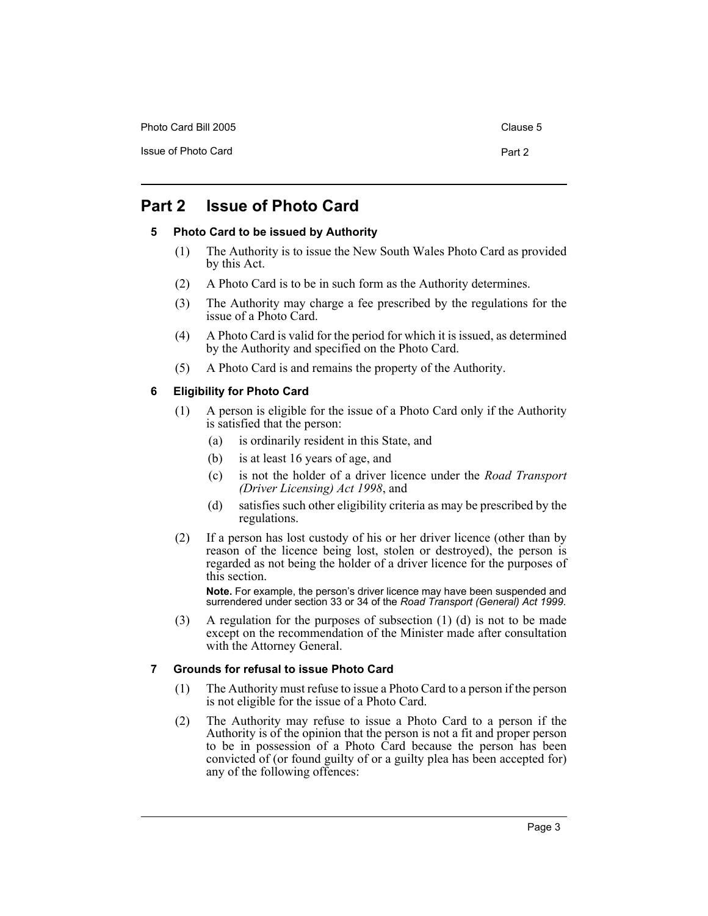## Part 2 Issue of Photo Card

### 5 Photo Card to be issued by Authority

(1) The Authority is to issue the New South Wales Photo Card as provided by this Act.

(2) A Photo Card is to be in such form as the Authority determines.

(3) The Authority may charge a fee prescribed by the regulations for the issue of a Photo Card.

(4) A Photo Card is valid for the period for which it is issued, as determined by the Authority and specified on the Photo Card.

(5) A Photo Card is and remains the property of the Authority.

### 6 Eligibility for Photo Card

(1) A person is eligible for the issue of a Photo Card only if the Authority is satisfied that the person:

- (a) is ordinarily resident in this State, and
- (b) is at least 16 years of age, and
- (c) is not the holder of a driver licence under the *Road Transport (Driver Licensing) Act 1998*, and
- (d) satisfies such other eligibility criteria as may be prescribed by the regulations.

(2) If a person has lost custody of his or her driver licence (other than by reason of the licence being lost, stolen or destroyed), the person is regarded as not being the holder of a driver licence for the purposes of this section.

**Note.** For example, the person's driver licence may have been suspended and surrendered under section 33 or 34 of the *Road Transport (General) Act 1999*.

(3) A regulation for the purposes of subsection (1) (d) is not to be made except on the recommendation of the Minister made after consultation with the Attorney General.

### 7 Grounds for refusal to issue Photo Card

(1) The Authority must refuse to issue a Photo Card to a person if the person is not eligible for the issue of a Photo Card.

(2) The Authority may refuse to issue a Photo Card to a person if the Authority is of the opinion that the person is not a fit and proper person to be in possession of a Photo Card because the person has been convicted of (or found guilty of or a guilty plea has been accepted for) any of the following offences: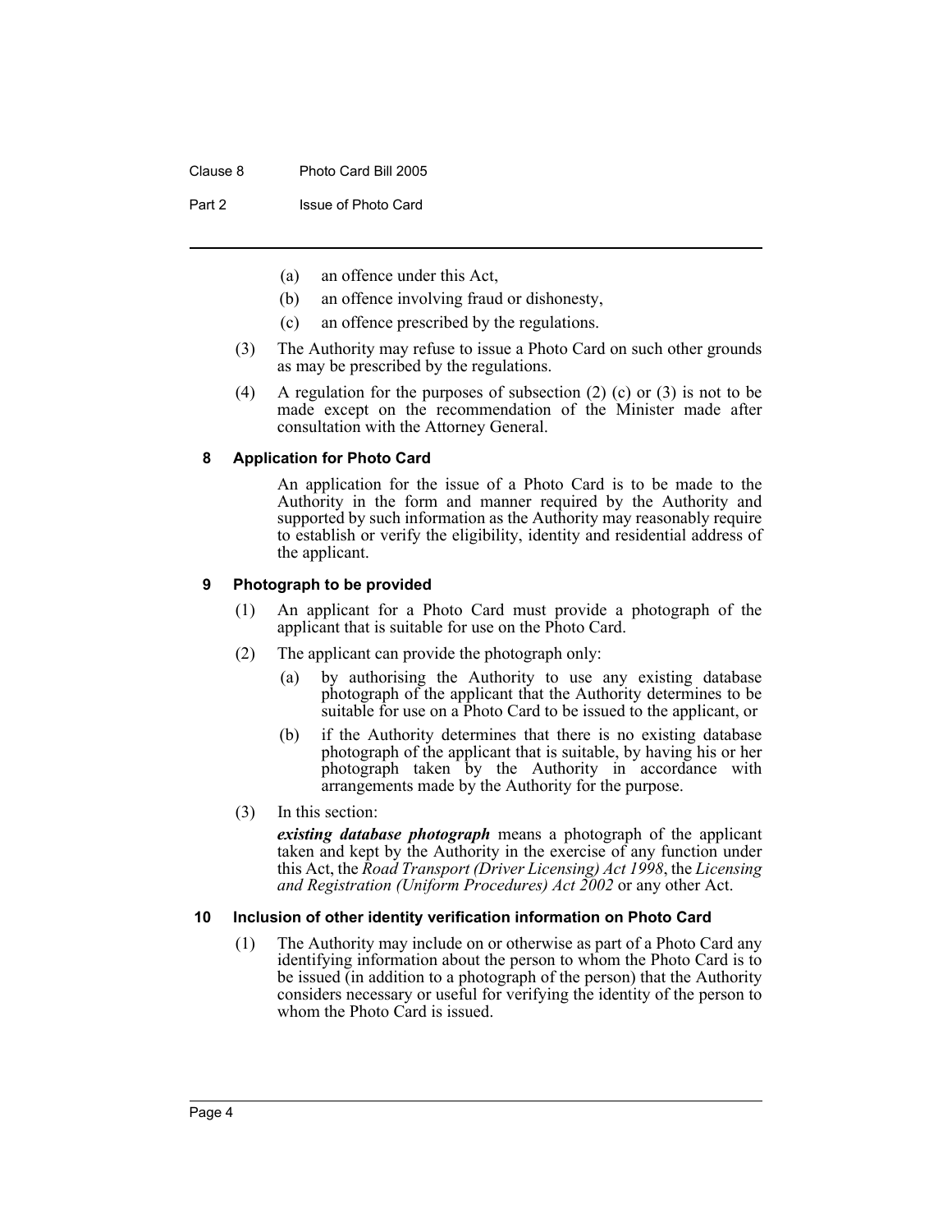(a) an offence under this Act,

(b) an offence involving fraud or dishonesty,

(c) an offence prescribed by the regulations.

(3) The Authority may refuse to issue a Photo Card on such other grounds as may be prescribed by the regulations.

(4) A regulation for the purposes of subsection (2) (c) or (3) is not to be made except on the recommendation of the Minister made after consultation with the Attorney General.

### 8 Application for Photo Card

An application for the issue of a Photo Card is to be made to the Authority in the form and manner required by the Authority and supported by such information as the Authority may reasonably require to establish or verify the eligibility, identity and residential address of the applicant.

### 9 Photograph to be provided

(1) An applicant for a Photo Card must provide a photograph of the applicant that is suitable for use on the Photo Card.

(2) The applicant can provide the photograph only:

(a) by authorising the Authority to use any existing database photograph of the applicant that the Authority determines to be suitable for use on a Photo Card to be issued to the applicant, or

(b) if the Authority determines that there is no existing database photograph of the applicant that is suitable, by having his or her photograph taken by the Authority in accordance with arrangements made by the Authority for the purpose.

(3) In this section:

***existing database photograph*** means a photograph of the applicant taken and kept by the Authority in the exercise of any function under this Act, the *Road Transport (Driver Licensing) Act 1998*, the *Licensing and Registration (Uniform Procedures) Act 2002* or any other Act.

### 10 Inclusion of other identity verification information on Photo Card

(1) The Authority may include on or otherwise as part of a Photo Card any identifying information about the person to whom the Photo Card is to be issued (in addition to a photograph of the person) that the Authority considers necessary or useful for verifying the identity of the person to whom the Photo Card is issued.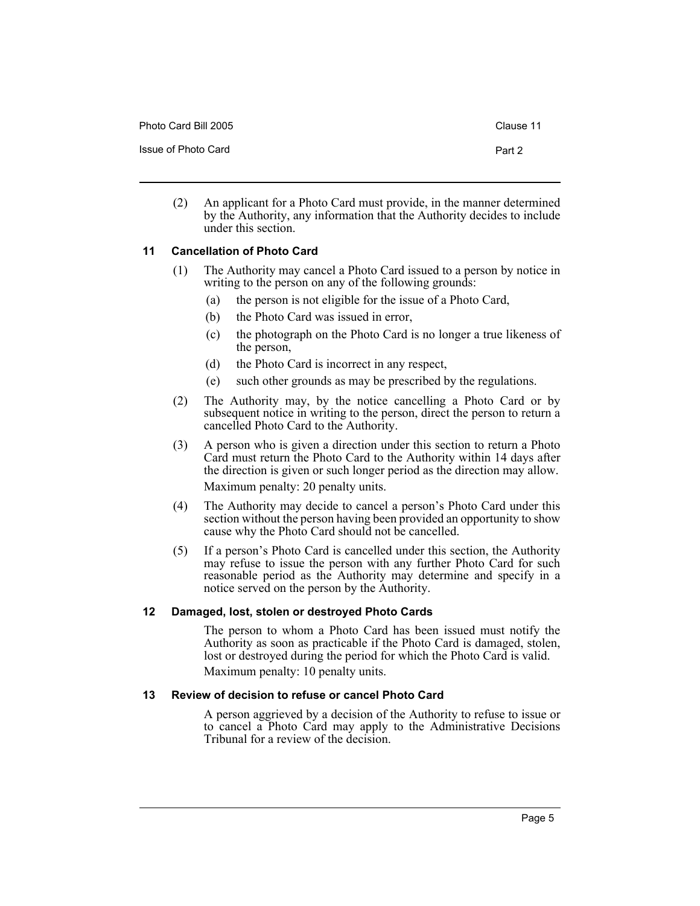(2) An applicant for a Photo Card must provide, in the manner determined by the Authority, any information that the Authority decides to include under this section.

### 11 Cancellation of Photo Card

(1) The Authority may cancel a Photo Card issued to a person by notice in writing to the person on any of the following grounds:

(a) the person is not eligible for the issue of a Photo Card,

(b) the Photo Card was issued in error,

(c) the photograph on the Photo Card is no longer a true likeness of the person,

(d) the Photo Card is incorrect in any respect,

(e) such other grounds as may be prescribed by the regulations.

(2) The Authority may, by the notice cancelling a Photo Card or by subsequent notice in writing to the person, direct the person to return a cancelled Photo Card to the Authority.

(3) A person who is given a direction under this section to return a Photo Card must return the Photo Card to the Authority within 14 days after the direction is given or such longer period as the direction may allow.

Maximum penalty: 20 penalty units.

(4) The Authority may decide to cancel a person's Photo Card under this section without the person having been provided an opportunity to show cause why the Photo Card should not be cancelled.

(5) If a person's Photo Card is cancelled under this section, the Authority may refuse to issue the person with any further Photo Card for such reasonable period as the Authority may determine and specify in a notice served on the person by the Authority.

### 12 Damaged, lost, stolen or destroyed Photo Cards

The person to whom a Photo Card has been issued must notify the Authority as soon as practicable if the Photo Card is damaged, stolen, lost or destroyed during the period for which the Photo Card is valid.

Maximum penalty: 10 penalty units.

### 13 Review of decision to refuse or cancel Photo Card

A person aggrieved by a decision of the Authority to refuse to issue or to cancel a Photo Card may apply to the Administrative Decisions Tribunal for a review of the decision.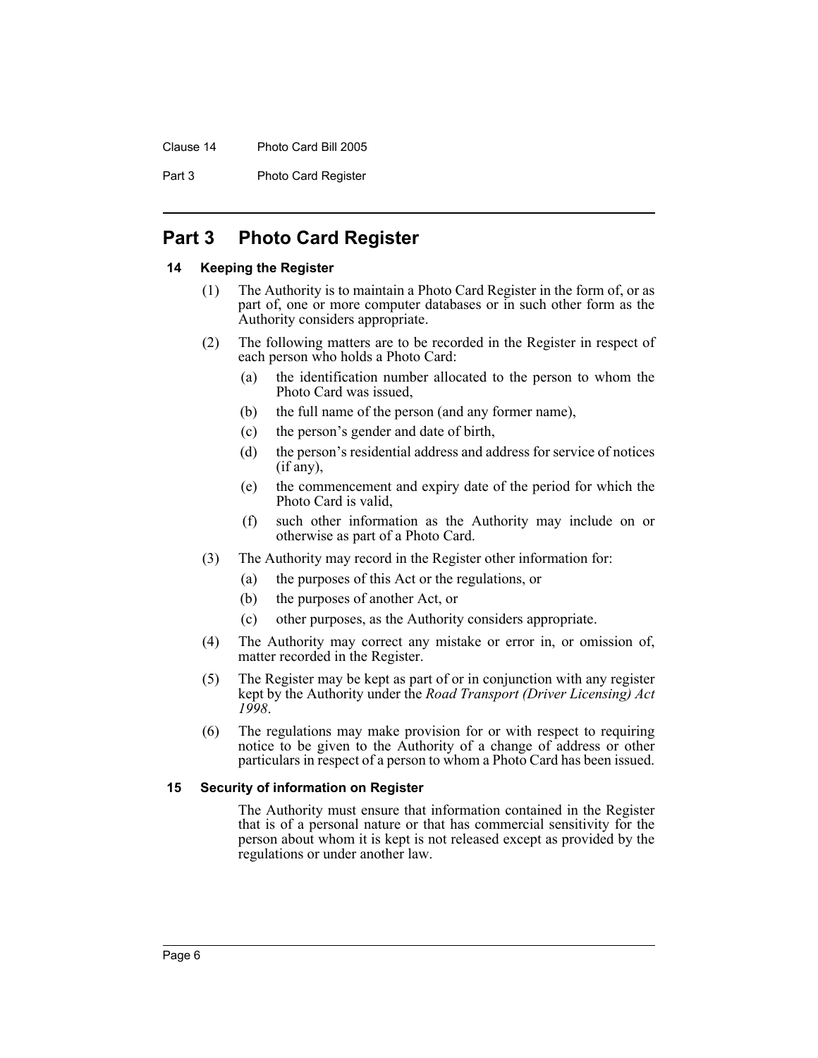# Part 3 Photo Card Register

## 14 Keeping the Register

(1) The Authority is to maintain a Photo Card Register in the form of, or as part of, one or more computer databases or in such other form as the Authority considers appropriate.

(2) The following matters are to be recorded in the Register in respect of each person who holds a Photo Card:

- (a) the identification number allocated to the person to whom the Photo Card was issued,
- (b) the full name of the person (and any former name),
- (c) the person's gender and date of birth,
- (d) the person's residential address and address for service of notices (if any),
- (e) the commencement and expiry date of the period for which the Photo Card is valid,
- (f) such other information as the Authority may include on or otherwise as part of a Photo Card.

(3) The Authority may record in the Register other information for:

- (a) the purposes of this Act or the regulations, or
- (b) the purposes of another Act, or
- (c) other purposes, as the Authority considers appropriate.

(4) The Authority may correct any mistake or error in, or omission of, matter recorded in the Register.

(5) The Register may be kept as part of or in conjunction with any register kept by the Authority under the *Road Transport (Driver Licensing) Act 1998*.

(6) The regulations may make provision for or with respect to requiring notice to be given to the Authority of a change of address or other particulars in respect of a person to whom a Photo Card has been issued.

## 15 Security of information on Register

The Authority must ensure that information contained in the Register that is of a personal nature or that has commercial sensitivity for the person about whom it is kept is not released except as provided by the regulations or under another law.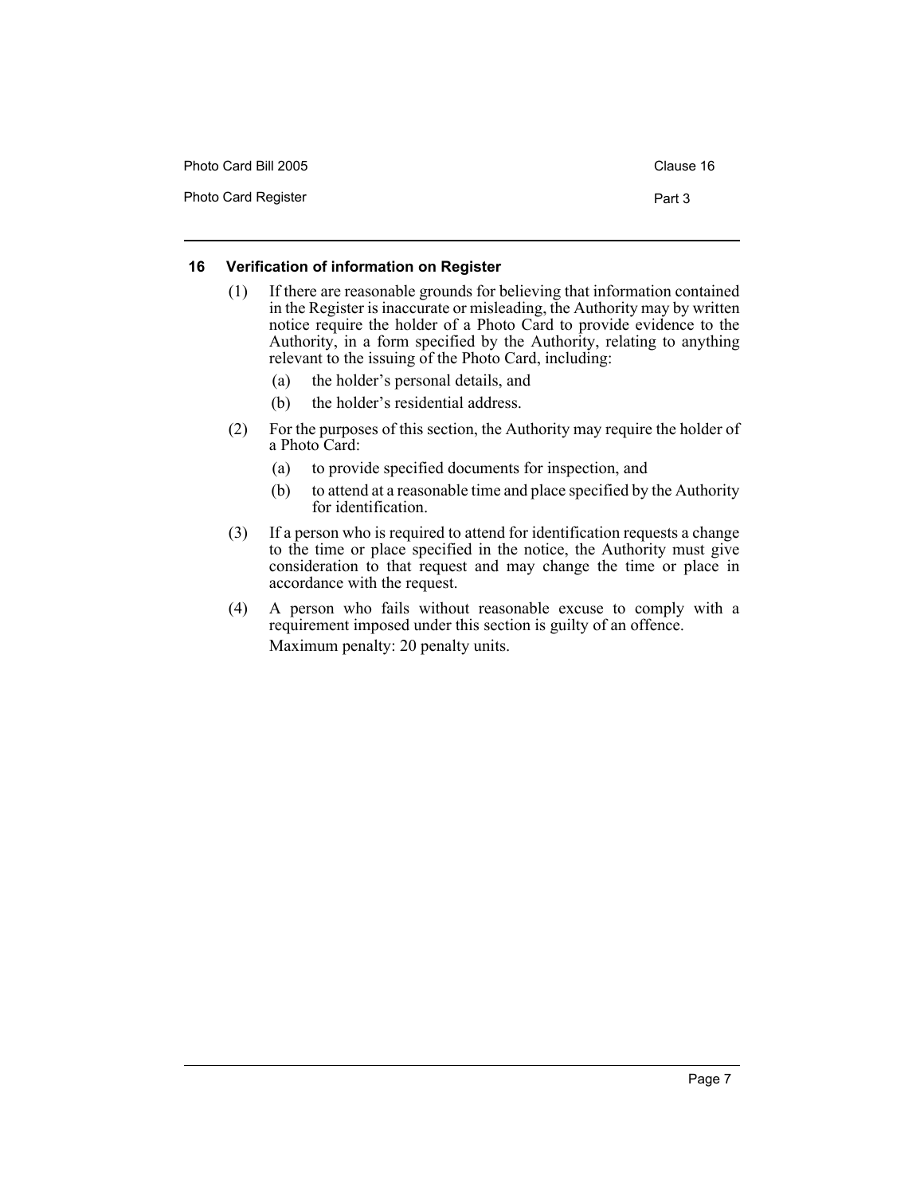## 16 Verification of information on Register

(1) If there are reasonable grounds for believing that information contained in the Register is inaccurate or misleading, the Authority may by written notice require the holder of a Photo Card to provide evidence to the Authority, in a form specified by the Authority, relating to anything relevant to the issuing of the Photo Card, including:

(a) the holder's personal details, and

(b) the holder's residential address.

(2) For the purposes of this section, the Authority may require the holder of a Photo Card:

(a) to provide specified documents for inspection, and

(b) to attend at a reasonable time and place specified by the Authority for identification.

(3) If a person who is required to attend for identification requests a change to the time or place specified in the notice, the Authority must give consideration to that request and may change the time or place in accordance with the request.

(4) A person who fails without reasonable excuse to comply with a requirement imposed under this section is guilty of an offence.

Maximum penalty: 20 penalty units.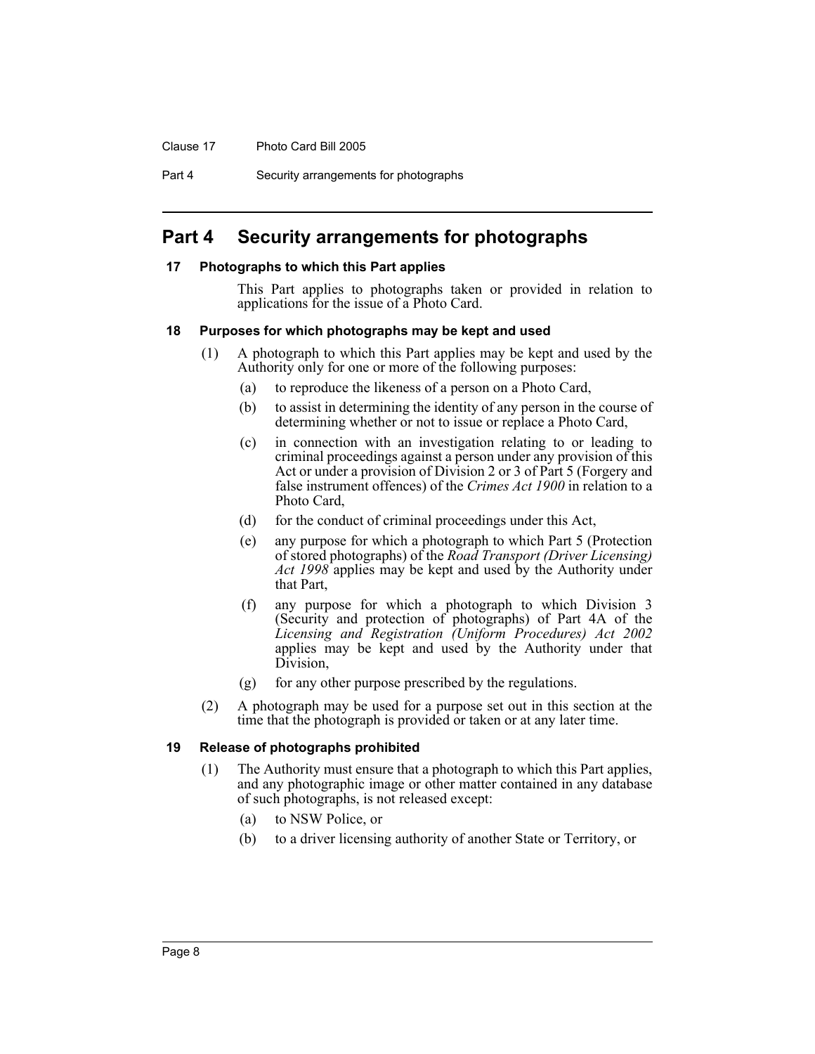# Part 4 Security arrangements for photographs

### 17 Photographs to which this Part applies

This Part applies to photographs taken or provided in relation to applications for the issue of a Photo Card.

### 18 Purposes for which photographs may be kept and used

(1) A photograph to which this Part applies may be kept and used by the Authority only for one or more of the following purposes:

(a) to reproduce the likeness of a person on a Photo Card,

(b) to assist in determining the identity of any person in the course of determining whether or not to issue or replace a Photo Card,

(c) in connection with an investigation relating to or leading to criminal proceedings against a person under any provision of this Act or under a provision of Division 2 or 3 of Part 5 (Forgery and false instrument offences) of the *Crimes Act 1900* in relation to a Photo Card,

(d) for the conduct of criminal proceedings under this Act,

(e) any purpose for which a photograph to which Part 5 (Protection of stored photographs) of the *Road Transport (Driver Licensing) Act 1998* applies may be kept and used by the Authority under that Part,

(f) any purpose for which a photograph to which Division 3 (Security and protection of photographs) of Part 4A of the *Licensing and Registration (Uniform Procedures) Act 2002* applies may be kept and used by the Authority under that Division,

(g) for any other purpose prescribed by the regulations.

(2) A photograph may be used for a purpose set out in this section at the time that the photograph is provided or taken or at any later time.

### 19 Release of photographs prohibited

(1) The Authority must ensure that a photograph to which this Part applies, and any photographic image or other matter contained in any database of such photographs, is not released except:

(a) to NSW Police, or

(b) to a driver licensing authority of another State or Territory, or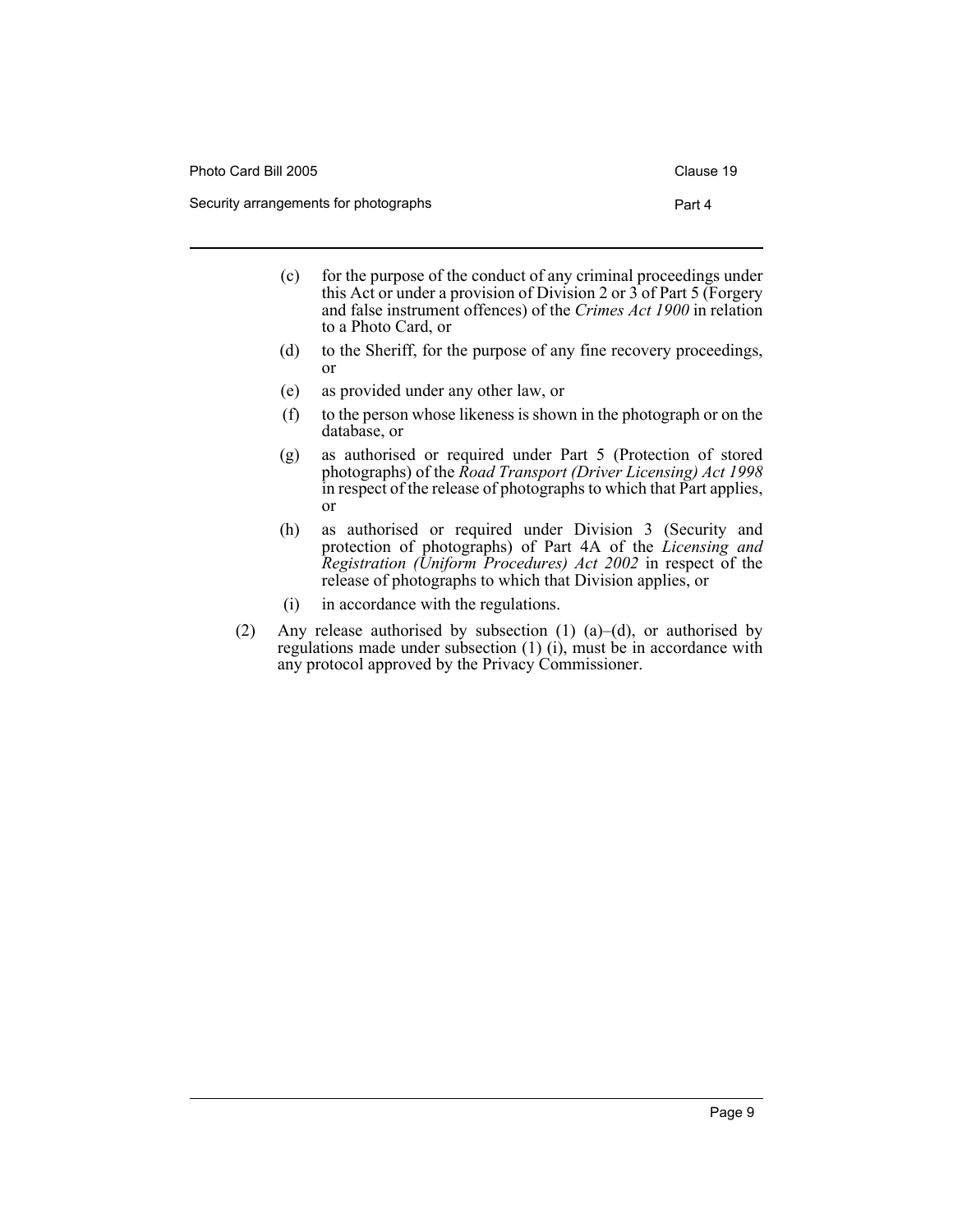(c) for the purpose of the conduct of any criminal proceedings under this Act or under a provision of Division 2 or 3 of Part 5 (Forgery and false instrument offences) of the *Crimes Act 1900* in relation to a Photo Card, or

(d) to the Sheriff, for the purpose of any fine recovery proceedings, or

(e) as provided under any other law, or

(f) to the person whose likeness is shown in the photograph or on the database, or

(g) as authorised or required under Part 5 (Protection of stored photographs) of the *Road Transport (Driver Licensing) Act 1998* in respect of the release of photographs to which that Part applies, or

(h) as authorised or required under Division 3 (Security and protection of photographs) of Part 4A of the *Licensing and Registration (Uniform Procedures) Act 2002* in respect of the release of photographs to which that Division applies, or

(i) in accordance with the regulations.

(2) Any release authorised by subsection (1) (a)–(d), or authorised by regulations made under subsection (1) (i), must be in accordance with any protocol approved by the Privacy Commissioner.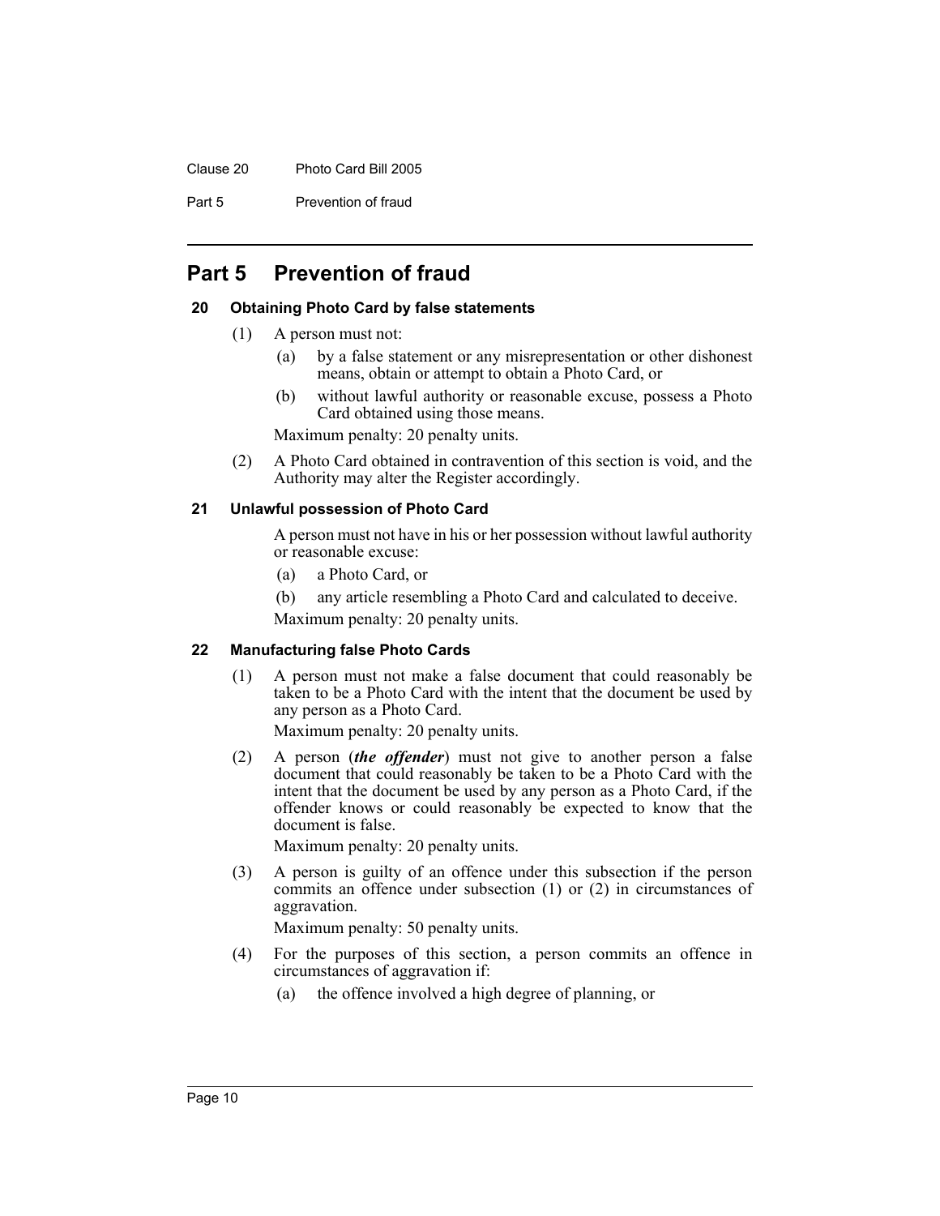# Part 5 Prevention of fraud

### 20 Obtaining Photo Card by false statements

(1) A person must not:

(a) by a false statement or any misrepresentation or other dishonest means, obtain or attempt to obtain a Photo Card, or

(b) without lawful authority or reasonable excuse, possess a Photo Card obtained using those means.

Maximum penalty: 20 penalty units.

(2) A Photo Card obtained in contravention of this section is void, and the Authority may alter the Register accordingly.

### 21 Unlawful possession of Photo Card

A person must not have in his or her possession without lawful authority or reasonable excuse:

(a) a Photo Card, or

(b) any article resembling a Photo Card and calculated to deceive.

Maximum penalty: 20 penalty units.

### 22 Manufacturing false Photo Cards

(1) A person must not make a false document that could reasonably be taken to be a Photo Card with the intent that the document be used by any person as a Photo Card.

Maximum penalty: 20 penalty units.

(2) A person (***the offender***) must not give to another person a false document that could reasonably be taken to be a Photo Card with the intent that the document be used by any person as a Photo Card, if the offender knows or could reasonably be expected to know that the document is false.

Maximum penalty: 20 penalty units.

(3) A person is guilty of an offence under this subsection if the person commits an offence under subsection (1) or (2) in circumstances of aggravation.

Maximum penalty: 50 penalty units.

(4) For the purposes of this section, a person commits an offence in circumstances of aggravation if:

(a) the offence involved a high degree of planning, or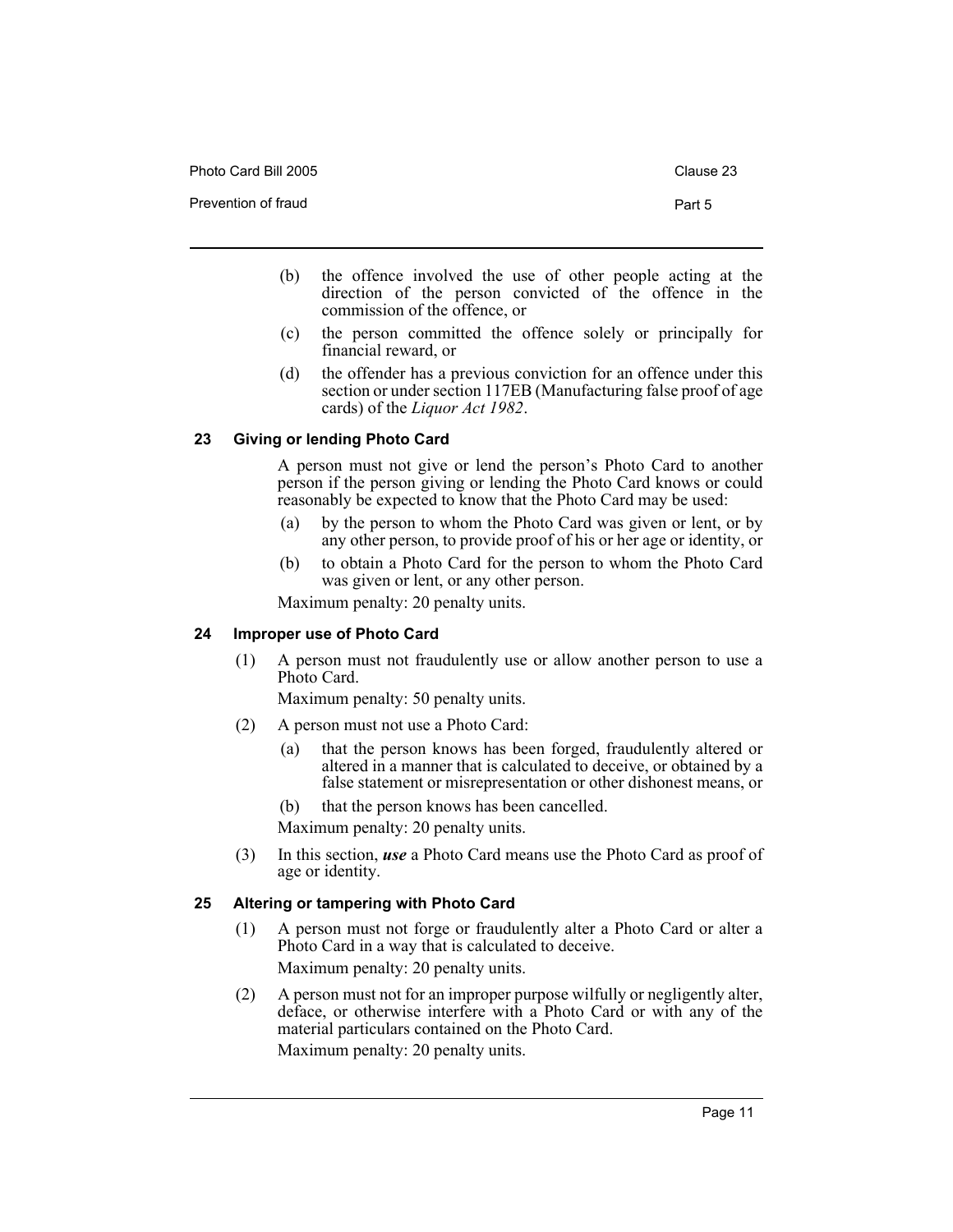(b) the offence involved the use of other people acting at the direction of the person convicted of the offence in the commission of the offence, or

(c) the person committed the offence solely or principally for financial reward, or

(d) the offender has a previous conviction for an offence under this section or under section 117EB (Manufacturing false proof of age cards) of the *Liquor Act 1982*.

### 23 Giving or lending Photo Card

A person must not give or lend the person's Photo Card to another person if the person giving or lending the Photo Card knows or could reasonably be expected to know that the Photo Card may be used:

(a) by the person to whom the Photo Card was given or lent, or by any other person, to provide proof of his or her age or identity, or

(b) to obtain a Photo Card for the person to whom the Photo Card was given or lent, or any other person.

Maximum penalty: 20 penalty units.

### 24 Improper use of Photo Card

(1) A person must not fraudulently use or allow another person to use a Photo Card.

Maximum penalty: 50 penalty units.

(2) A person must not use a Photo Card:

(a) that the person knows has been forged, fraudulently altered or altered in a manner that is calculated to deceive, or obtained by a false statement or misrepresentation or other dishonest means, or

(b) that the person knows has been cancelled.

Maximum penalty: 20 penalty units.

(3) In this section, ***use*** a Photo Card means use the Photo Card as proof of age or identity.

### 25 Altering or tampering with Photo Card

(1) A person must not forge or fraudulently alter a Photo Card or alter a Photo Card in a way that is calculated to deceive.

Maximum penalty: 20 penalty units.

(2) A person must not for an improper purpose wilfully or negligently alter, deface, or otherwise interfere with a Photo Card or with any of the material particulars contained on the Photo Card.

Maximum penalty: 20 penalty units.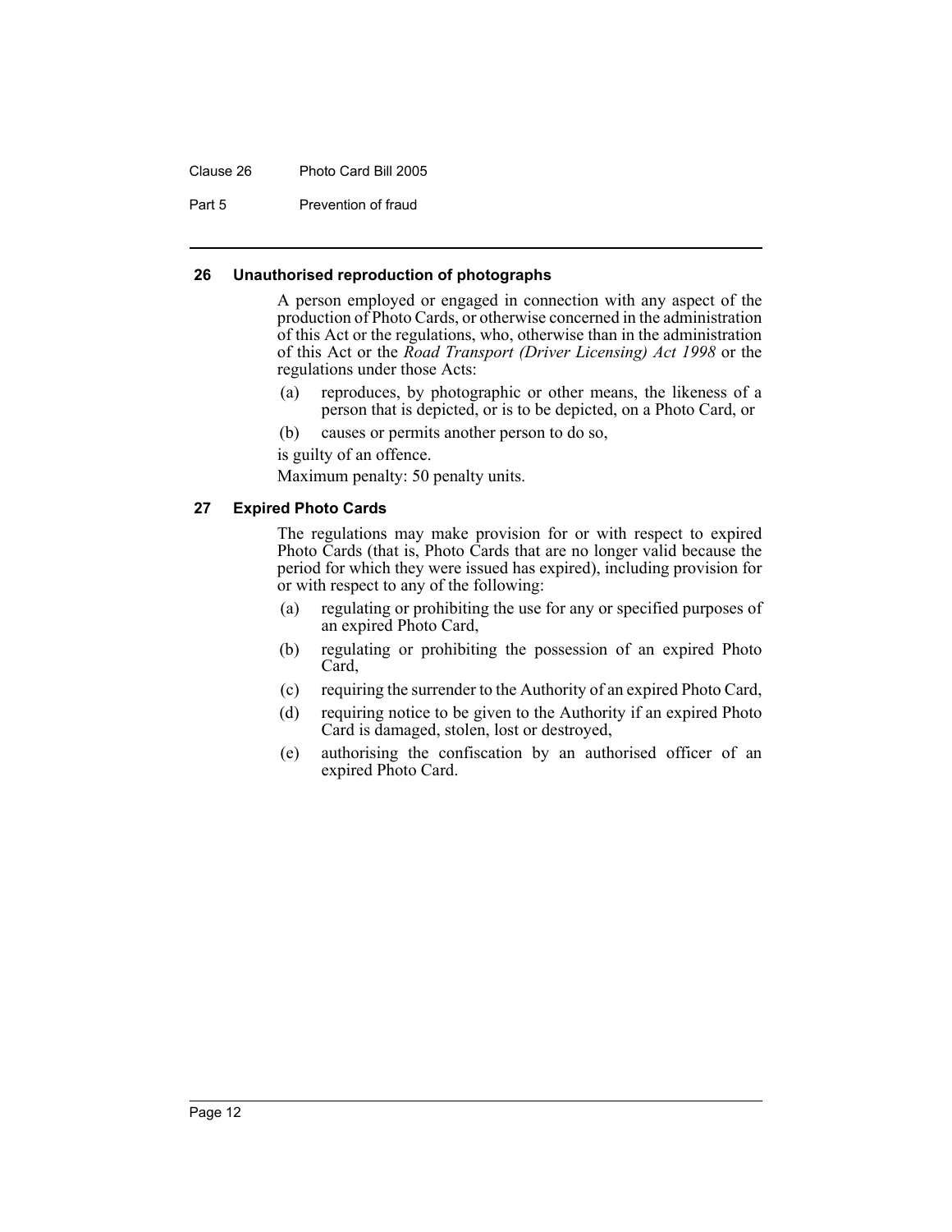### 26 Unauthorised reproduction of photographs

A person employed or engaged in connection with any aspect of the production of Photo Cards, or otherwise concerned in the administration of this Act or the regulations, who, otherwise than in the administration of this Act or the *Road Transport (Driver Licensing) Act 1998* or the regulations under those Acts:

(a) reproduces, by photographic or other means, the likeness of a person that is depicted, or is to be depicted, on a Photo Card, or

(b) causes or permits another person to do so,

is guilty of an offence.

Maximum penalty: 50 penalty units.

### 27 Expired Photo Cards

The regulations may make provision for or with respect to expired Photo Cards (that is, Photo Cards that are no longer valid because the period for which they were issued has expired), including provision for or with respect to any of the following:

(a) regulating or prohibiting the use for any or specified purposes of an expired Photo Card,

(b) regulating or prohibiting the possession of an expired Photo Card,

(c) requiring the surrender to the Authority of an expired Photo Card,

(d) requiring notice to be given to the Authority if an expired Photo Card is damaged, stolen, lost or destroyed,

(e) authorising the confiscation by an authorised officer of an expired Photo Card.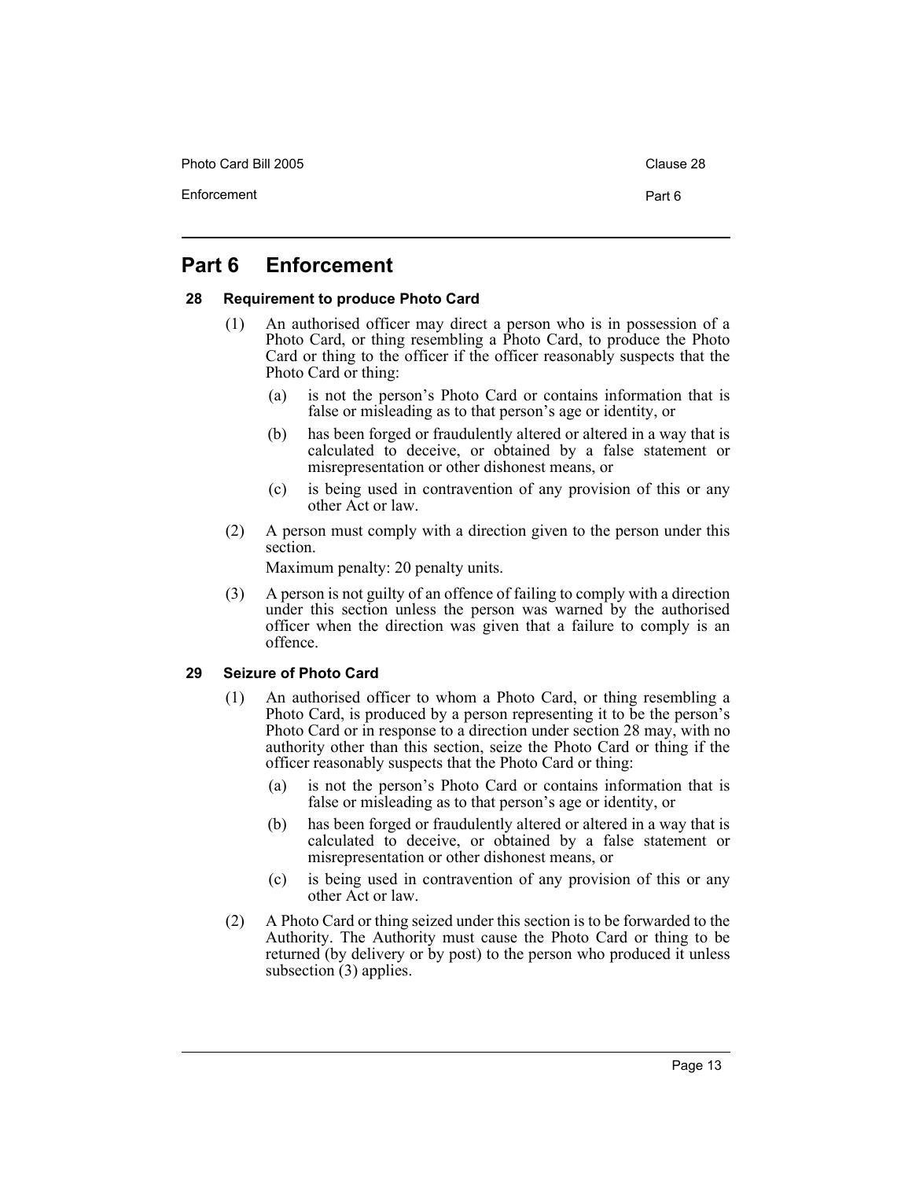# Part 6 Enforcement

### 28 Requirement to produce Photo Card

(1) An authorised officer may direct a person who is in possession of a Photo Card, or thing resembling a Photo Card, to produce the Photo Card or thing to the officer if the officer reasonably suspects that the Photo Card or thing:

- (a) is not the person's Photo Card or contains information that is false or misleading as to that person's age or identity, or
- (b) has been forged or fraudulently altered or altered in a way that is calculated to deceive, or obtained by a false statement or misrepresentation or other dishonest means, or
- (c) is being used in contravention of any provision of this or any other Act or law.

(2) A person must comply with a direction given to the person under this section.

Maximum penalty: 20 penalty units.

(3) A person is not guilty of an offence of failing to comply with a direction under this section unless the person was warned by the authorised officer when the direction was given that a failure to comply is an offence.

### 29 Seizure of Photo Card

(1) An authorised officer to whom a Photo Card, or thing resembling a Photo Card, is produced by a person representing it to be the person's Photo Card or in response to a direction under section 28 may, with no authority other than this section, seize the Photo Card or thing if the officer reasonably suspects that the Photo Card or thing:

- (a) is not the person's Photo Card or contains information that is false or misleading as to that person's age or identity, or
- (b) has been forged or fraudulently altered or altered in a way that is calculated to deceive, or obtained by a false statement or misrepresentation or other dishonest means, or
- (c) is being used in contravention of any provision of this or any other Act or law.

(2) A Photo Card or thing seized under this section is to be forwarded to the Authority. The Authority must cause the Photo Card or thing to be returned (by delivery or by post) to the person who produced it unless subsection (3) applies.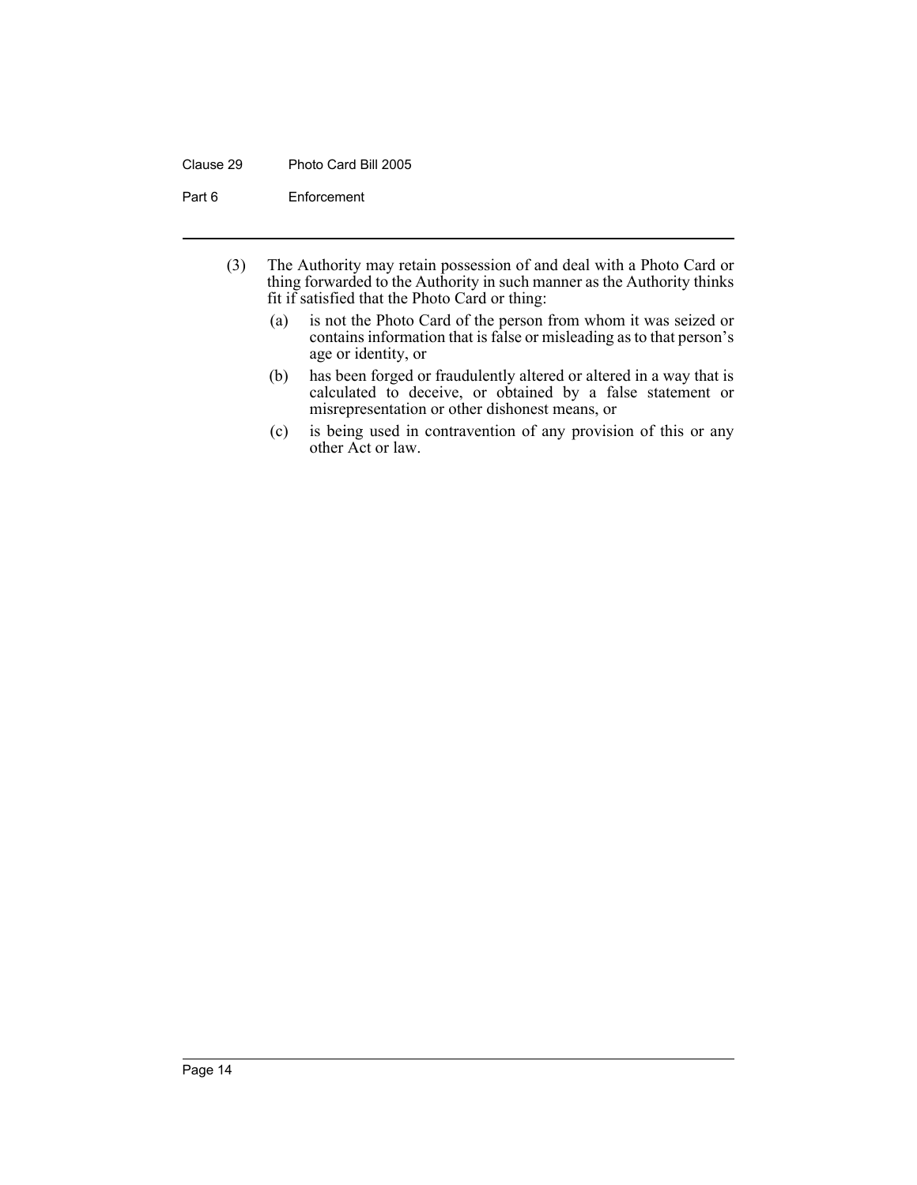(3) The Authority may retain possession of and deal with a Photo Card or thing forwarded to the Authority in such manner as the Authority thinks fit if satisfied that the Photo Card or thing:

(a) is not the Photo Card of the person from whom it was seized or contains information that is false or misleading as to that person's age or identity, or

(b) has been forged or fraudulently altered or altered in a way that is calculated to deceive, or obtained by a false statement or misrepresentation or other dishonest means, or

(c) is being used in contravention of any provision of this or any other Act or law.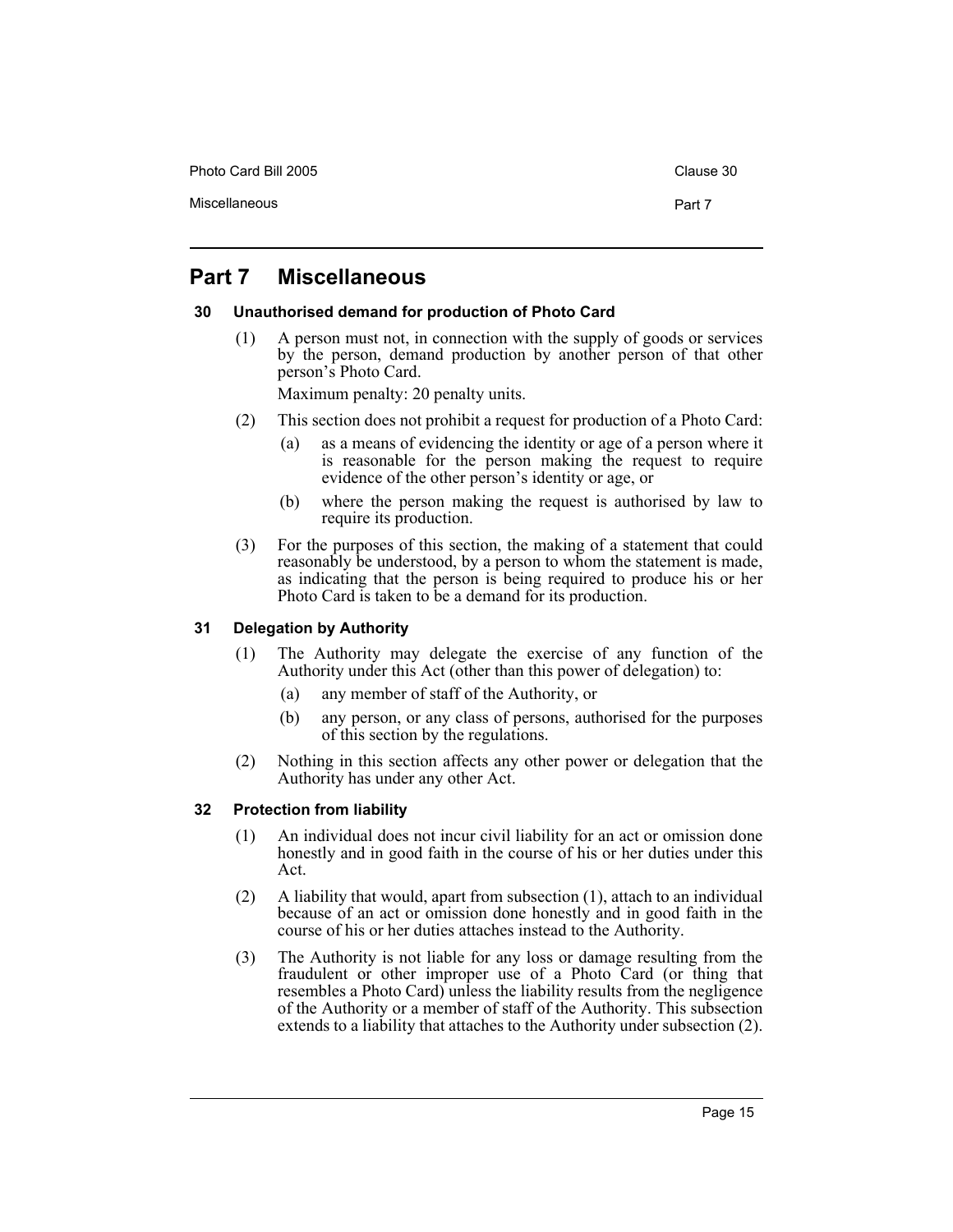# Part 7 Miscellaneous

### 30 Unauthorised demand for production of Photo Card

(1) A person must not, in connection with the supply of goods or services by the person, demand production by another person of that other person's Photo Card.

Maximum penalty: 20 penalty units.

(2) This section does not prohibit a request for production of a Photo Card:

- (a) as a means of evidencing the identity or age of a person where it is reasonable for the person making the request to require evidence of the other person's identity or age, or
- (b) where the person making the request is authorised by law to require its production.

(3) For the purposes of this section, the making of a statement that could reasonably be understood, by a person to whom the statement is made, as indicating that the person is being required to produce his or her Photo Card is taken to be a demand for its production.

### 31 Delegation by Authority

(1) The Authority may delegate the exercise of any function of the Authority under this Act (other than this power of delegation) to:

- (a) any member of staff of the Authority, or
- (b) any person, or any class of persons, authorised for the purposes of this section by the regulations.

(2) Nothing in this section affects any other power or delegation that the Authority has under any other Act.

### 32 Protection from liability

(1) An individual does not incur civil liability for an act or omission done honestly and in good faith in the course of his or her duties under this Act.

(2) A liability that would, apart from subsection (1), attach to an individual because of an act or omission done honestly and in good faith in the course of his or her duties attaches instead to the Authority.

(3) The Authority is not liable for any loss or damage resulting from the fraudulent or other improper use of a Photo Card (or thing that resembles a Photo Card) unless the liability results from the negligence of the Authority or a member of staff of the Authority. This subsection extends to a liability that attaches to the Authority under subsection (2).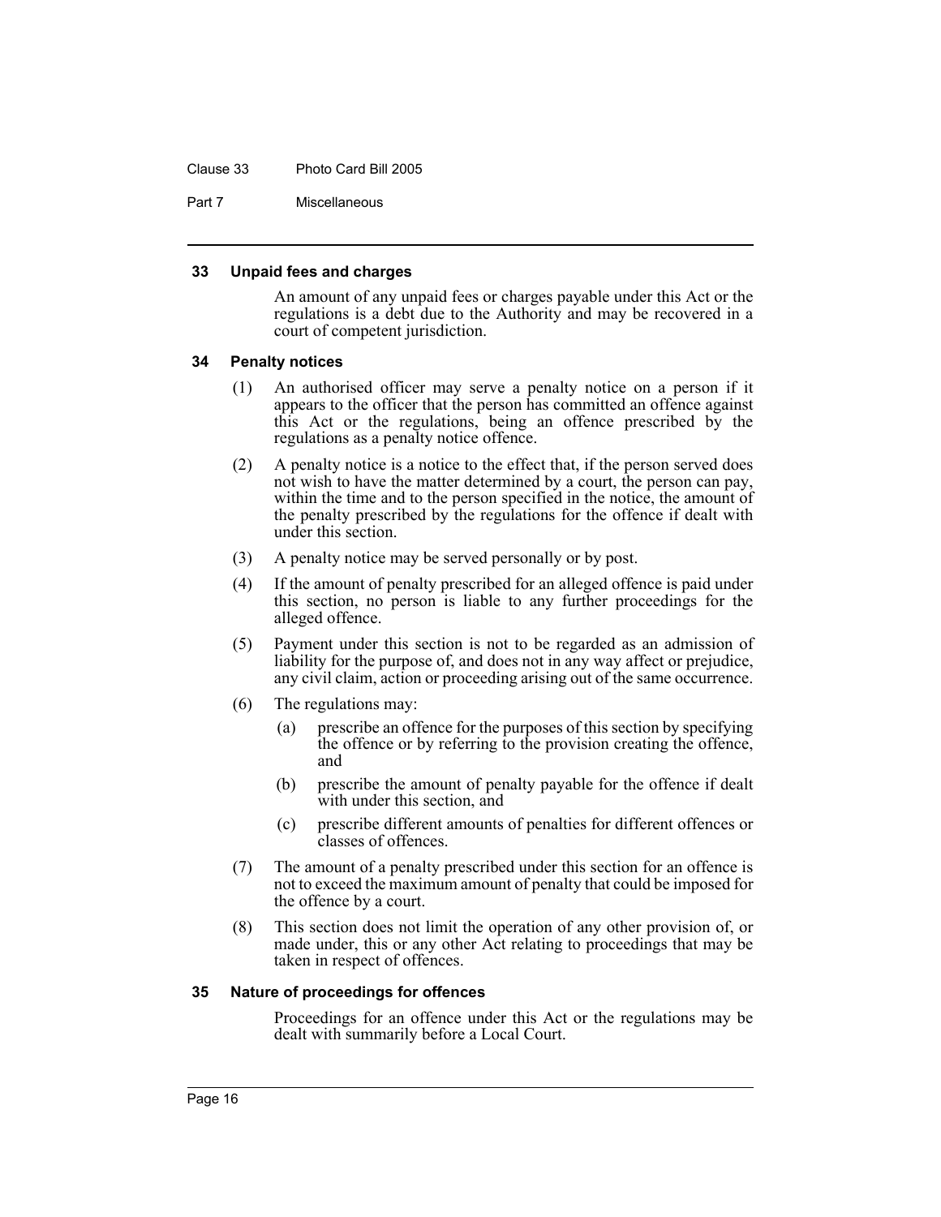#### 33 Unpaid fees and charges

An amount of any unpaid fees or charges payable under this Act or the regulations is a debt due to the Authority and may be recovered in a court of competent jurisdiction.

#### 34 Penalty notices

(1) An authorised officer may serve a penalty notice on a person if it appears to the officer that the person has committed an offence against this Act or the regulations, being an offence prescribed by the regulations as a penalty notice offence.

(2) A penalty notice is a notice to the effect that, if the person served does not wish to have the matter determined by a court, the person can pay, within the time and to the person specified in the notice, the amount of the penalty prescribed by the regulations for the offence if dealt with under this section.

(3) A penalty notice may be served personally or by post.

(4) If the amount of penalty prescribed for an alleged offence is paid under this section, no person is liable to any further proceedings for the alleged offence.

(5) Payment under this section is not to be regarded as an admission of liability for the purpose of, and does not in any way affect or prejudice, any civil claim, action or proceeding arising out of the same occurrence.

(6) The regulations may:

- (a) prescribe an offence for the purposes of this section by specifying the offence or by referring to the provision creating the offence, and
- (b) prescribe the amount of penalty payable for the offence if dealt with under this section, and
- (c) prescribe different amounts of penalties for different offences or classes of offences.

(7) The amount of a penalty prescribed under this section for an offence is not to exceed the maximum amount of penalty that could be imposed for the offence by a court.

(8) This section does not limit the operation of any other provision of, or made under, this or any other Act relating to proceedings that may be taken in respect of offences.

#### 35 Nature of proceedings for offences

Proceedings for an offence under this Act or the regulations may be dealt with summarily before a Local Court.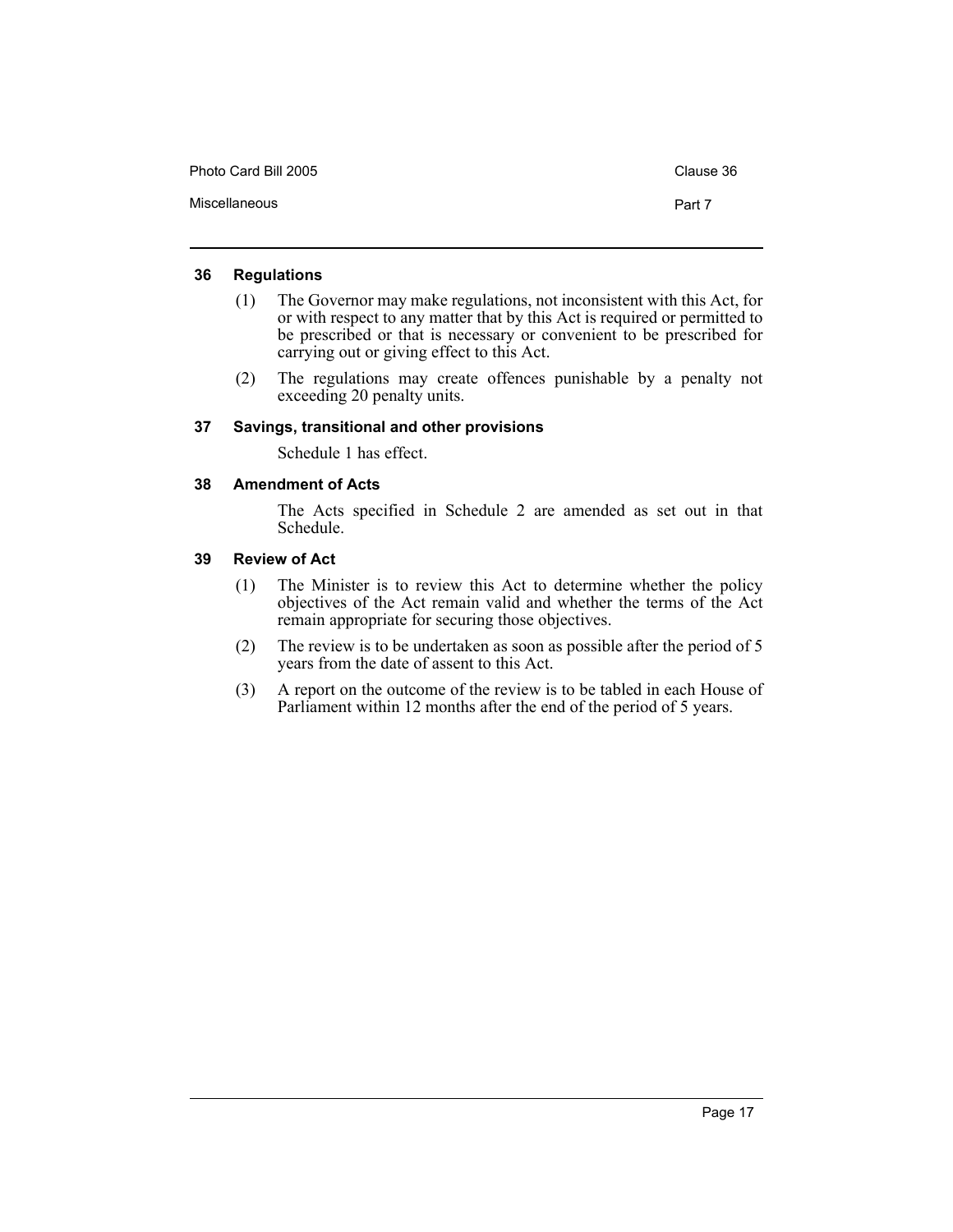### 36 Regulations

(1) The Governor may make regulations, not inconsistent with this Act, for or with respect to any matter that by this Act is required or permitted to be prescribed or that is necessary or convenient to be prescribed for carrying out or giving effect to this Act.

(2) The regulations may create offences punishable by a penalty not exceeding 20 penalty units.

### 37 Savings, transitional and other provisions

Schedule 1 has effect.

### 38 Amendment of Acts

The Acts specified in Schedule 2 are amended as set out in that Schedule.

### 39 Review of Act

(1) The Minister is to review this Act to determine whether the policy objectives of the Act remain valid and whether the terms of the Act remain appropriate for securing those objectives.

(2) The review is to be undertaken as soon as possible after the period of 5 years from the date of assent to this Act.

(3) A report on the outcome of the review is to be tabled in each House of Parliament within 12 months after the end of the period of 5 years.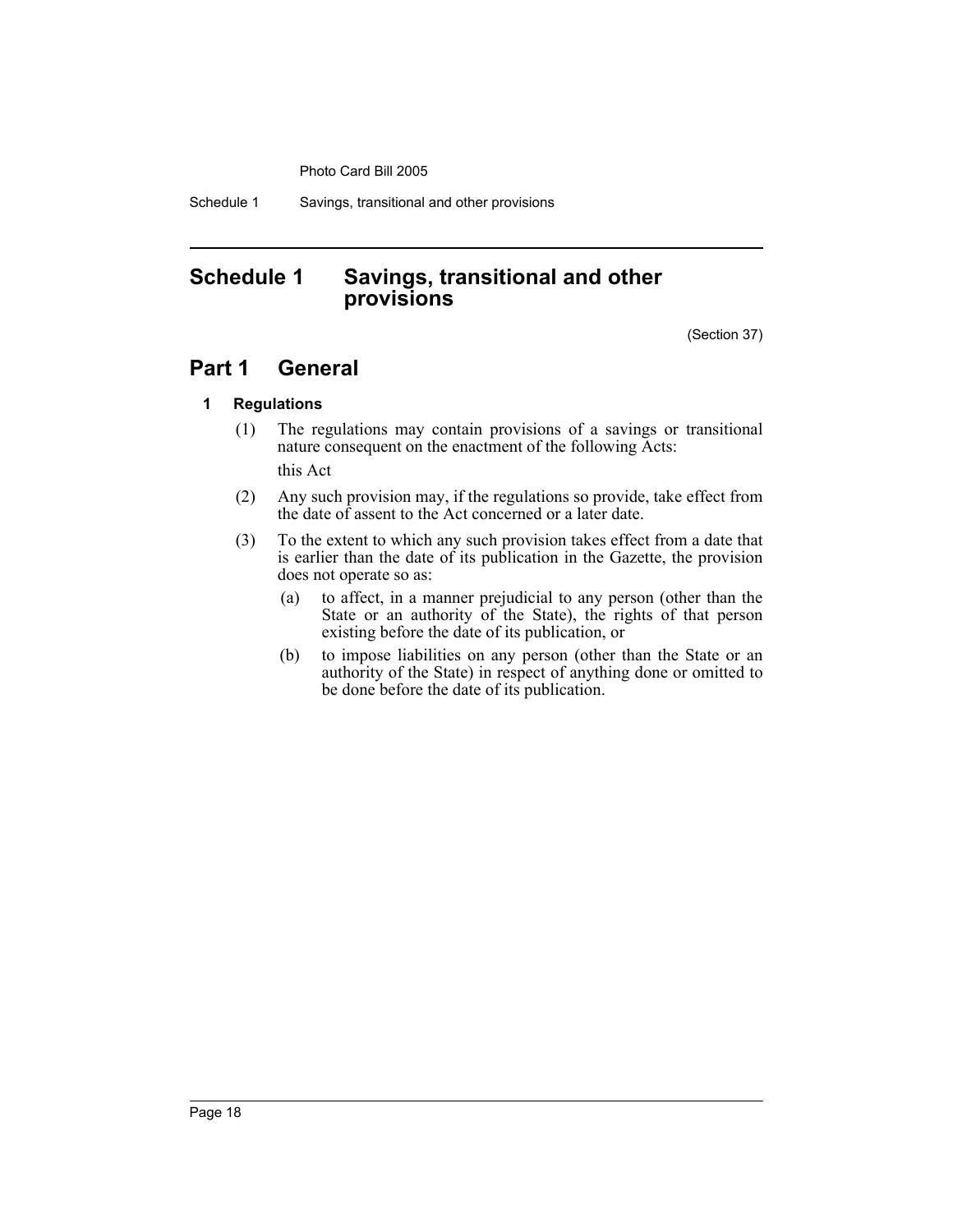# Schedule 1 Savings, transitional and other provisions

(Section 37)

## Part 1 General

### 1 Regulations

(1) The regulations may contain provisions of a savings or transitional nature consequent on the enactment of the following Acts:

this Act

(2) Any such provision may, if the regulations so provide, take effect from the date of assent to the Act concerned or a later date.

(3) To the extent to which any such provision takes effect from a date that is earlier than the date of its publication in the Gazette, the provision does not operate so as:

(a) to affect, in a manner prejudicial to any person (other than the State or an authority of the State), the rights of that person existing before the date of its publication, or

(b) to impose liabilities on any person (other than the State or an authority of the State) in respect of anything done or omitted to be done before the date of its publication.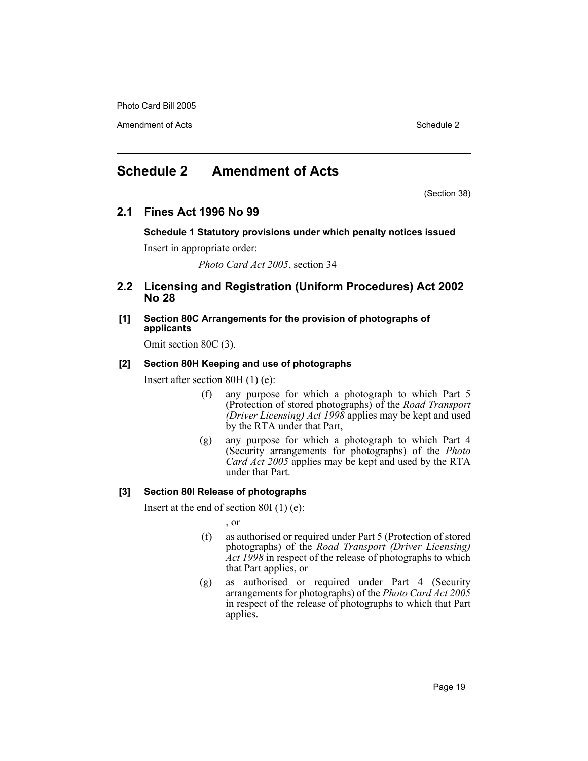# Schedule 2 Amendment of Acts

(Section 38)

## 2.1 Fines Act 1996 No 99

### Schedule 1 Statutory provisions under which penalty notices issued

Insert in appropriate order:

*Photo Card Act 2005*, section 34

## 2.2 Licensing and Registration (Uniform Procedures) Act 2002 No 28

### [1] Section 80C Arrangements for the provision of photographs of applicants

Omit section 80C (3).

### [2] Section 80H Keeping and use of photographs

Insert after section 80H (1) (e):

(f) any purpose for which a photograph to which Part 5 (Protection of stored photographs) of the *Road Transport (Driver Licensing) Act 1998* applies may be kept and used by the RTA under that Part,

(g) any purpose for which a photograph to which Part 4 (Security arrangements for photographs) of the *Photo Card Act 2005* applies may be kept and used by the RTA under that Part.

### [3] Section 80I Release of photographs

Insert at the end of section 80I (1) (e):

, or

(f) as authorised or required under Part 5 (Protection of stored photographs) of the *Road Transport (Driver Licensing) Act 1998* in respect of the release of photographs to which that Part applies, or

(g) as authorised or required under Part 4 (Security arrangements for photographs) of the *Photo Card Act 2005* in respect of the release of photographs to which that Part applies.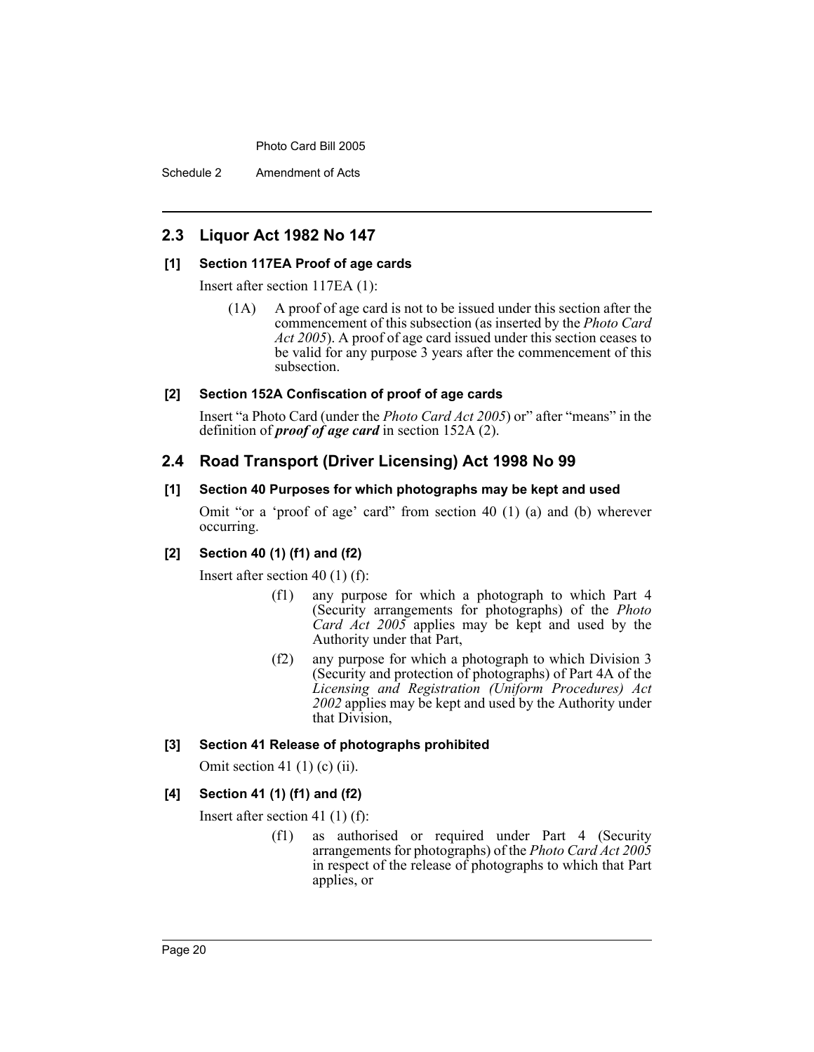## 2.3 Liquor Act 1982 No 147

### [1] Section 117EA Proof of age cards

Insert after section 117EA (1):

> (1A) A proof of age card is not to be issued under this section after the commencement of this subsection (as inserted by the *Photo Card Act 2005*). A proof of age card issued under this section ceases to be valid for any purpose 3 years after the commencement of this subsection.

### [2] Section 152A Confiscation of proof of age cards

Insert "a Photo Card (under the *Photo Card Act 2005*) or" after "means" in the definition of ***proof of age card*** in section 152A (2).

## 2.4 Road Transport (Driver Licensing) Act 1998 No 99

### [1] Section 40 Purposes for which photographs may be kept and used

Omit "or a 'proof of age' card" from section 40 (1) (a) and (b) wherever occurring.

### [2] Section 40 (1) (f1) and (f2)

Insert after section 40 (1) (f):

> (f1) any purpose for which a photograph to which Part 4 (Security arrangements for photographs) of the *Photo Card Act 2005* applies may be kept and used by the Authority under that Part,
>
> (f2) any purpose for which a photograph to which Division 3 (Security and protection of photographs) of Part 4A of the *Licensing and Registration (Uniform Procedures) Act 2002* applies may be kept and used by the Authority under that Division,

### [3] Section 41 Release of photographs prohibited

Omit section 41 (1) (c) (ii).

### [4] Section 41 (1) (f1) and (f2)

Insert after section 41 (1) (f):

> (f1) as authorised or required under Part 4 (Security arrangements for photographs) of the *Photo Card Act 2005* in respect of the release of photographs to which that Part applies, or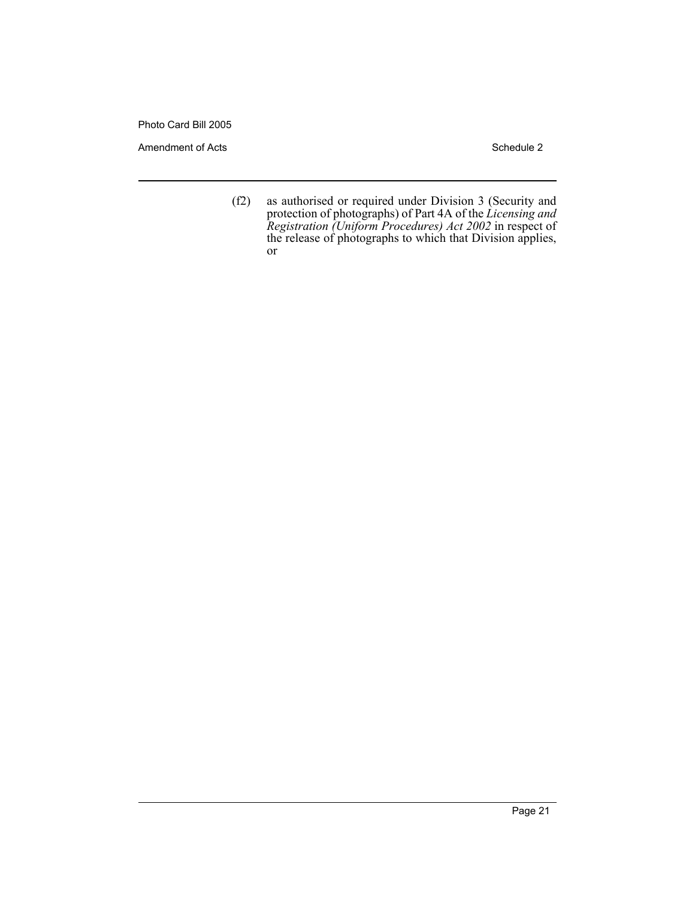(f2) as authorised or required under Division 3 (Security and protection of photographs) of Part 4A of the *Licensing and Registration (Uniform Procedures) Act 2002* in respect of the release of photographs to which that Division applies, or